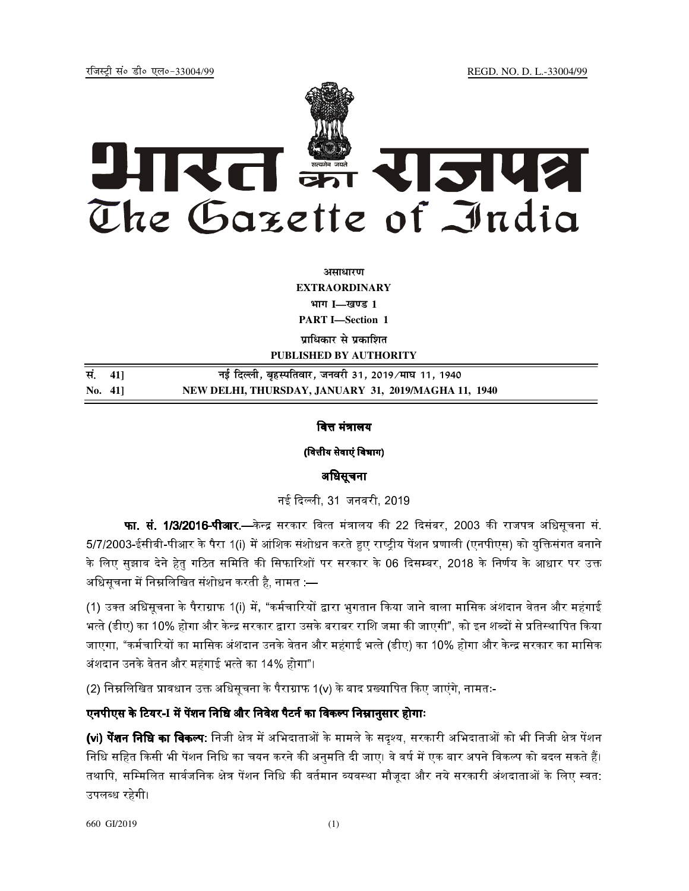रजिस्ट्री सं० डी० एल०-33004/99 REGD. NO. D. L.-33004/99

# भारत का राजपत्र
# The Gazette of India

असाधारण
**EXTRAORDINARY**
भाग I—खण्ड 1
**PART I—Section 1**
प्राधिकार से प्रकाशित
**PUBLISHED BY AUTHORITY**

| सं. 41] | नई दिल्ली, बृहस्पतिवार, जनवरी 31, 2019/माघ 11, 1940 |
|---|---|
| No. 41] | NEW DELHI, THURSDAY, JANUARY 31, 2019/MAGHA 11, 1940 |

## वित्त मंत्रालय

**(वित्तीय सेवाएं विभाग)**

## अधिसूचना

नई दिल्ली, 31 जनवरी, 2019

**फा. सं. 1/3/2016-पीआर.**—केन्द्र सरकार वित्त मंत्रालय की 22 दिसंबर, 2003 की राजपत्र अधिसूचना सं. 5/7/2003-ईसीबी-पीआर के पैरा 1(i) में आंशिक संशोधन करते हुए राष्ट्रीय पेंशन प्रणाली (एनपीएस) को युक्तिसंगत बनाने के लिए सुझाव देने हेतु गठित समिति की सिफारिशों पर सरकार के 06 दिसम्बर, 2018 के निर्णय के आधार पर उक्त अधिसूचना में निम्नलिखित संशोधन करती है, नामत :—

(1) उक्त अधिसूचना के पैराग्राफ 1(i) में, "कर्मचारियों द्वारा भुगतान किया जाने वाला मासिक अंशदान वेतन और महंगाई भत्ते (डीए) का 10% होगा और केन्द्र सरकार द्वारा उसके बराबर राशि जमा की जाएगी", को इन शब्दों से प्रतिस्थापित किया जाएगा, "कर्मचारियों का मासिक अंशदान उनके वेतन और महंगाई भत्ते (डीए) का 10% होगा और केन्द्र सरकार का मासिक अंशदान उनके वेतन और महंगाई भत्ते का 14% होगा"।

(2) निम्नलिखित प्रावधान उक्त अधिसूचना के पैराग्राफ 1(v) के बाद प्रख्यापित किए जाएंगे, नामतः-

**एनपीएस के टियर-I में पेंशन निधि और निवेश पैटर्न का विकल्प निम्नानुसार होगाः**

**(vi) पेंशन निधि का विकल्प:** निजी क्षेत्र में अभिदाताओं के मामले के सदृश्य, सरकारी अभिदाताओं को भी निजी क्षेत्र पेंशन निधि सहित किसी भी पेंशन निधि का चयन करने की अनुमति दी जाए। वे वर्ष में एक बार अपने विकल्प को बदल सकते हैं। तथापि, सम्मिलित सार्वजनिक क्षेत्र पेंशन निधि की वर्तमान व्यवस्था मौजूदा और नये सरकारी अंशदाताओं के लिए स्वत: उपलब्ध रहेगी।

660 GI/2019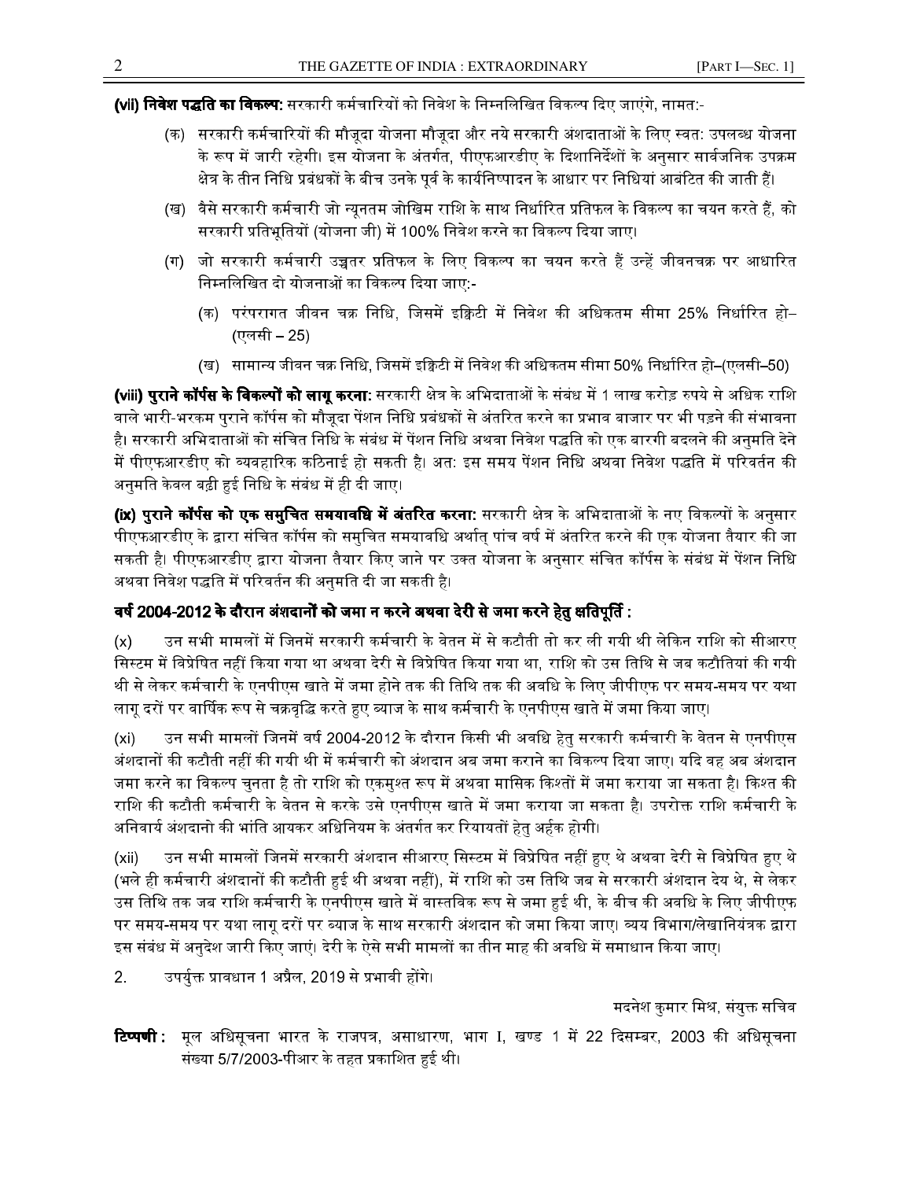**(vii) निवेश पद्धति का विकल्प:** सरकारी कर्मचारियों को निवेश के निम्नलिखित विकल्प दिए जाएंगे, नामत:-

(क) सरकारी कर्मचारियों की मौजूदा योजना मौजूदा और नये सरकारी अंशदाताओं के लिए स्वत: उपलब्ध योजना के रूप में जारी रहेगी। इस योजना के अंतर्गत, पीएफआरडीए के दिशानिर्देशों के अनुसार सार्वजनिक उपक्रम क्षेत्र के तीन निधि प्रबंधकों के बीच उनके पूर्व के कार्यनिष्पादन के आधार पर निधियां आबंटित की जाती हैं।

(ख) वैसे सरकारी कर्मचारी जो न्यूनतम जोखिम राशि के साथ निर्धारित प्रतिफल के विकल्प का चयन करते हैं, को सरकारी प्रतिभूतियों (योजना जी) में 100% निवेश करने का विकल्प दिया जाए।

(ग) जो सरकारी कर्मचारी उच्चतर प्रतिफल के लिए विकल्प का चयन करते हैं उन्हें जीवनचक्र पर आधारित निम्नलिखित दो योजनाओं का विकल्प दिया जाए:-

(क) परंपरागत जीवन चक्र निधि, जिसमें इक्विटी में निवेश की अधिकतम सीमा 25% निर्धारित हो–(एलसी – 25)

(ख) सामान्य जीवन चक्र निधि, जिसमें इक्विटी में निवेश की अधिकतम सीमा 50% निर्धारित हो–(एलसी–50)

**(viii) पुराने कॉर्पस के विकल्पों को लागू करना:** सरकारी क्षेत्र के अभिदाताओं के संबंध में 1 लाख करोड़ रुपये से अधिक राशि वाले भारी-भरकम पुराने कॉर्पस को मौजूदा पेंशन निधि प्रबंधकों से अंतरित करने का प्रभाव बाजार पर भी पड़ने की संभावना है। सरकारी अभिदाताओं को संचित निधि के संबंध में पेंशन निधि अथवा निवेश पद्धति को एक बारगी बदलने की अनुमति देने में पीएफआरडीए को व्यवहारिक कठिनाई हो सकती है। अत: इस समय पेंशन निधि अथवा निवेश पद्धति में परिवर्तन की अनुमति केवल बढ़ी हुई निधि के संबंध में ही दी जाए।

**(ix) पुराने कॉर्पस को एक समुचित समयावधि में अंतरित करना:** सरकारी क्षेत्र के अभिदाताओं के नए विकल्पों के अनुसार पीएफआरडीए के द्वारा संचित कॉर्पस को समुचित समयावधि अर्थात् पांच वर्ष में अंतरित करने की एक योजना तैयार की जा सकती है। पीएफआरडीए द्वारा योजना तैयार किए जाने पर उक्त योजना के अनुसार संचित कॉर्पस के संबंध में पेंशन निधि अथवा निवेश पद्धति में परिवर्तन की अनुमति दी जा सकती है।

## वर्ष 2004-2012 के दौरान अंशदानों को जमा न करने अथवा देरी से जमा करने हेतु क्षतिपूर्ति :

(x) उन सभी मामलों में जिनमें सरकारी कर्मचारी के वेतन में से कटौती तो कर ली गयी थी लेकिन राशि को सीआरए सिस्टम में विप्रेषित नहीं किया गया था अथवा देरी से विप्रेषित किया गया था, राशि को उस तिथि से जब कटौतियां की गयी थी से लेकर कर्मचारी के एनपीएस खाते में जमा होने तक की तिथि तक की अवधि के लिए जीपीएफ पर समय-समय पर यथा लागू दरों पर वार्षिक रूप से चक्रवृद्धि करते हुए ब्याज के साथ कर्मचारी के एनपीएस खाते में जमा किया जाए।

(xi) उन सभी मामलों जिनमें वर्ष 2004-2012 के दौरान किसी भी अवधि हेतु सरकारी कर्मचारी के वेतन से एनपीएस अंशदानों की कटौती नहीं की गयी थी में कर्मचारी को अंशदान अब जमा कराने का विकल्प दिया जाए। यदि वह अब अंशदान जमा करने का विकल्प चुनता है तो राशि को एकमुश्त रूप में अथवा मासिक किश्तों में जमा कराया जा सकता है। किश्त की राशि की कटौती कर्मचारी के वेतन से करके उसे एनपीएस खाते में जमा कराया जा सकता है। उपरोक्त राशि कर्मचारी के अनिवार्य अंशदानो की भांति आयकर अधिनियम के अंतर्गत कर रियायतों हेतु अर्हक होगी।

(xii) उन सभी मामलों जिनमें सरकारी अंशदान सीआरए सिस्टम में विप्रेषित नहीं हुए थे अथवा देरी से विप्रेषित हुए थे (भले ही कर्मचारी अंशदानों की कटौती हुई थी अथवा नहीं), में राशि को उस तिथि जब से सरकारी अंशदान देय थे, से लेकर उस तिथि तक जब राशि कर्मचारी के एनपीएस खाते में वास्तविक रूप से जमा हुई थी, के बीच की अवधि के लिए जीपीएफ पर समय-समय पर यथा लागू दरों पर ब्याज के साथ सरकारी अंशदान को जमा किया जाए। व्यय विभाग/लेखानियंत्रक द्वारा इस संबंध में अनुदेश जारी किए जाएं। देरी के ऐसे सभी मामलों का तीन माह की अवधि में समाधान किया जाए।

2. उपर्युक्त प्रावधान 1 अप्रैल, 2019 से प्रभावी होंगे।

मदनेश कुमार मिश्र, संयुक्त सचिव

**टिप्पणी :** मूल अधिसूचना भारत के राजपत्र, असाधारण, भाग I, खण्ड 1 में 22 दिसम्बर, 2003 की अधिसूचना संख्या 5/7/2003-पीआर के तहत प्रकाशित हुई थी।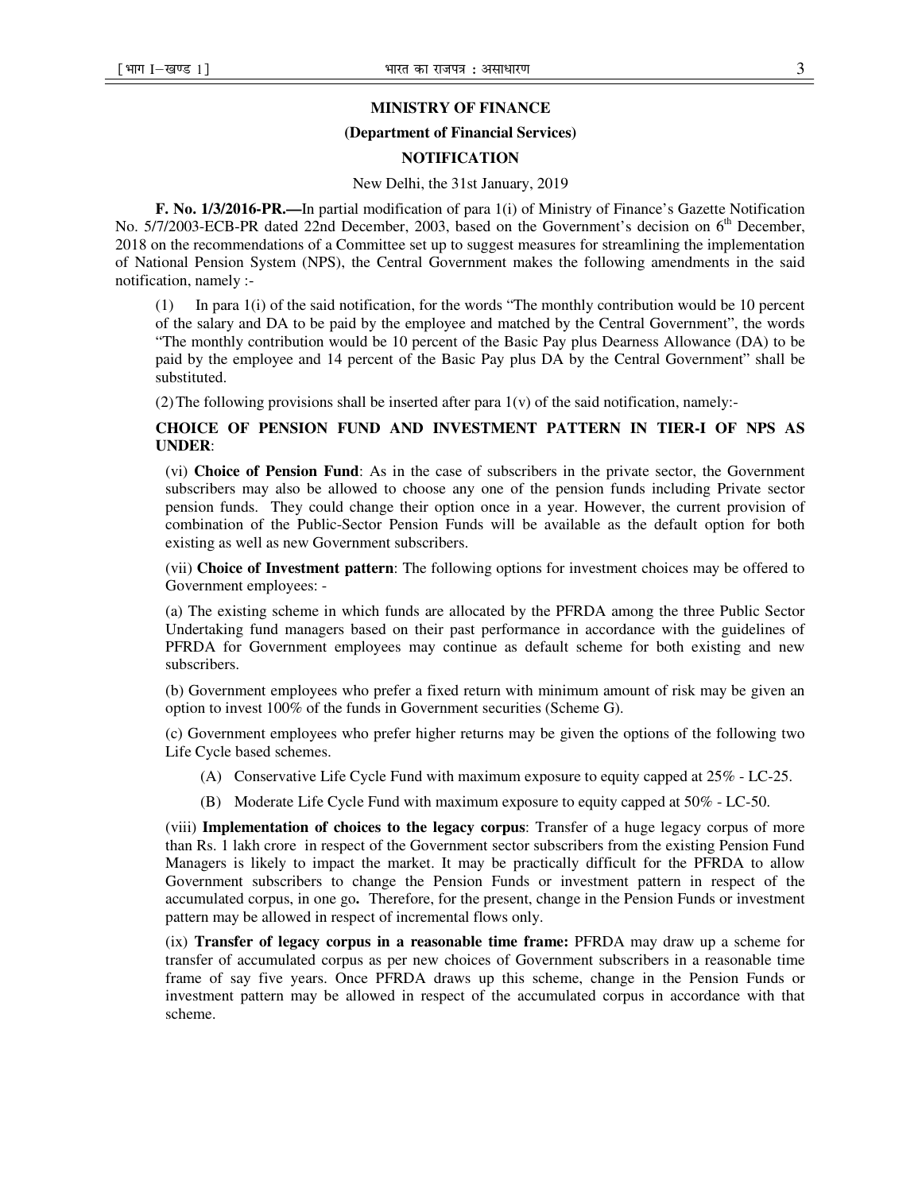**MINISTRY OF FINANCE**

**(Department of Financial Services)**

**NOTIFICATION**

New Delhi, the 31st January, 2019

**F. No. 1/3/2016-PR.—**In partial modification of para 1(i) of Ministry of Finance's Gazette Notification No. 5/7/2003-ECB-PR dated 22nd December, 2003, based on the Government's decision on 6th December, 2018 on the recommendations of a Committee set up to suggest measures for streamlining the implementation of National Pension System (NPS), the Central Government makes the following amendments in the said notification, namely :-

(1) In para 1(i) of the said notification, for the words "The monthly contribution would be 10 percent of the salary and DA to be paid by the employee and matched by the Central Government", the words "The monthly contribution would be 10 percent of the Basic Pay plus Dearness Allowance (DA) to be paid by the employee and 14 percent of the Basic Pay plus DA by the Central Government" shall be substituted.

(2) The following provisions shall be inserted after para 1(v) of the said notification, namely:-

**CHOICE OF PENSION FUND AND INVESTMENT PATTERN IN TIER-I OF NPS AS UNDER**:

(vi) **Choice of Pension Fund**: As in the case of subscribers in the private sector, the Government subscribers may also be allowed to choose any one of the pension funds including Private sector pension funds. They could change their option once in a year. However, the current provision of combination of the Public-Sector Pension Funds will be available as the default option for both existing as well as new Government subscribers.

(vii) **Choice of Investment pattern**: The following options for investment choices may be offered to Government employees: -

(a) The existing scheme in which funds are allocated by the PFRDA among the three Public Sector Undertaking fund managers based on their past performance in accordance with the guidelines of PFRDA for Government employees may continue as default scheme for both existing and new subscribers.

(b) Government employees who prefer a fixed return with minimum amount of risk may be given an option to invest 100% of the funds in Government securities (Scheme G).

(c) Government employees who prefer higher returns may be given the options of the following two Life Cycle based schemes.

(A) Conservative Life Cycle Fund with maximum exposure to equity capped at 25% - LC-25.

(B) Moderate Life Cycle Fund with maximum exposure to equity capped at 50% - LC-50.

(viii) **Implementation of choices to the legacy corpus**: Transfer of a huge legacy corpus of more than Rs. 1 lakh crore in respect of the Government sector subscribers from the existing Pension Fund Managers is likely to impact the market. It may be practically difficult for the PFRDA to allow Government subscribers to change the Pension Funds or investment pattern in respect of the accumulated corpus, in one go**.** Therefore, for the present, change in the Pension Funds or investment pattern may be allowed in respect of incremental flows only.

(ix) **Transfer of legacy corpus in a reasonable time frame:** PFRDA may draw up a scheme for transfer of accumulated corpus as per new choices of Government subscribers in a reasonable time frame of say five years. Once PFRDA draws up this scheme, change in the Pension Funds or investment pattern may be allowed in respect of the accumulated corpus in accordance with that scheme.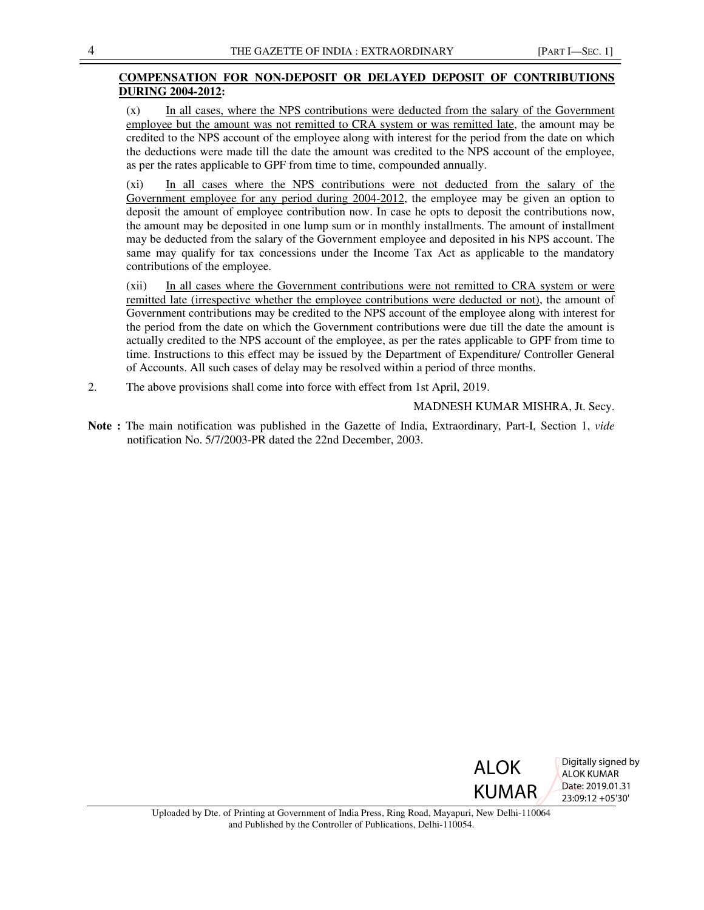**COMPENSATION FOR NON-DEPOSIT OR DELAYED DEPOSIT OF CONTRIBUTIONS DURING 2004-2012:**

(x) In all cases, where the NPS contributions were deducted from the salary of the Government employee but the amount was not remitted to CRA system or was remitted late, the amount may be credited to the NPS account of the employee along with interest for the period from the date on which the deductions were made till the date the amount was credited to the NPS account of the employee, as per the rates applicable to GPF from time to time, compounded annually.

(xi) In all cases where the NPS contributions were not deducted from the salary of the Government employee for any period during 2004-2012, the employee may be given an option to deposit the amount of employee contribution now. In case he opts to deposit the contributions now, the amount may be deposited in one lump sum or in monthly installments. The amount of installment may be deducted from the salary of the Government employee and deposited in his NPS account. The same may qualify for tax concessions under the Income Tax Act as applicable to the mandatory contributions of the employee.

(xii) In all cases where the Government contributions were not remitted to CRA system or were remitted late (irrespective whether the employee contributions were deducted or not), the amount of Government contributions may be credited to the NPS account of the employee along with interest for the period from the date on which the Government contributions were due till the date the amount is actually credited to the NPS account of the employee, as per the rates applicable to GPF from time to time. Instructions to this effect may be issued by the Department of Expenditure/ Controller General of Accounts. All such cases of delay may be resolved within a period of three months.

2. The above provisions shall come into force with effect from 1st April, 2019.

MADNESH KUMAR MISHRA, Jt. Secy.

**Note :** The main notification was published in the Gazette of India, Extraordinary, Part-I, Section 1, *vide* notification No. 5/7/2003-PR dated the 22nd December, 2003.

ALOK KUMAR

Digitally signed by ALOK KUMAR
Date: 2019.01.31 23:09:12 +05'30'

Uploaded by Dte. of Printing at Government of India Press, Ring Road, Mayapuri, New Delhi-110064 and Published by the Controller of Publications, Delhi-110054.